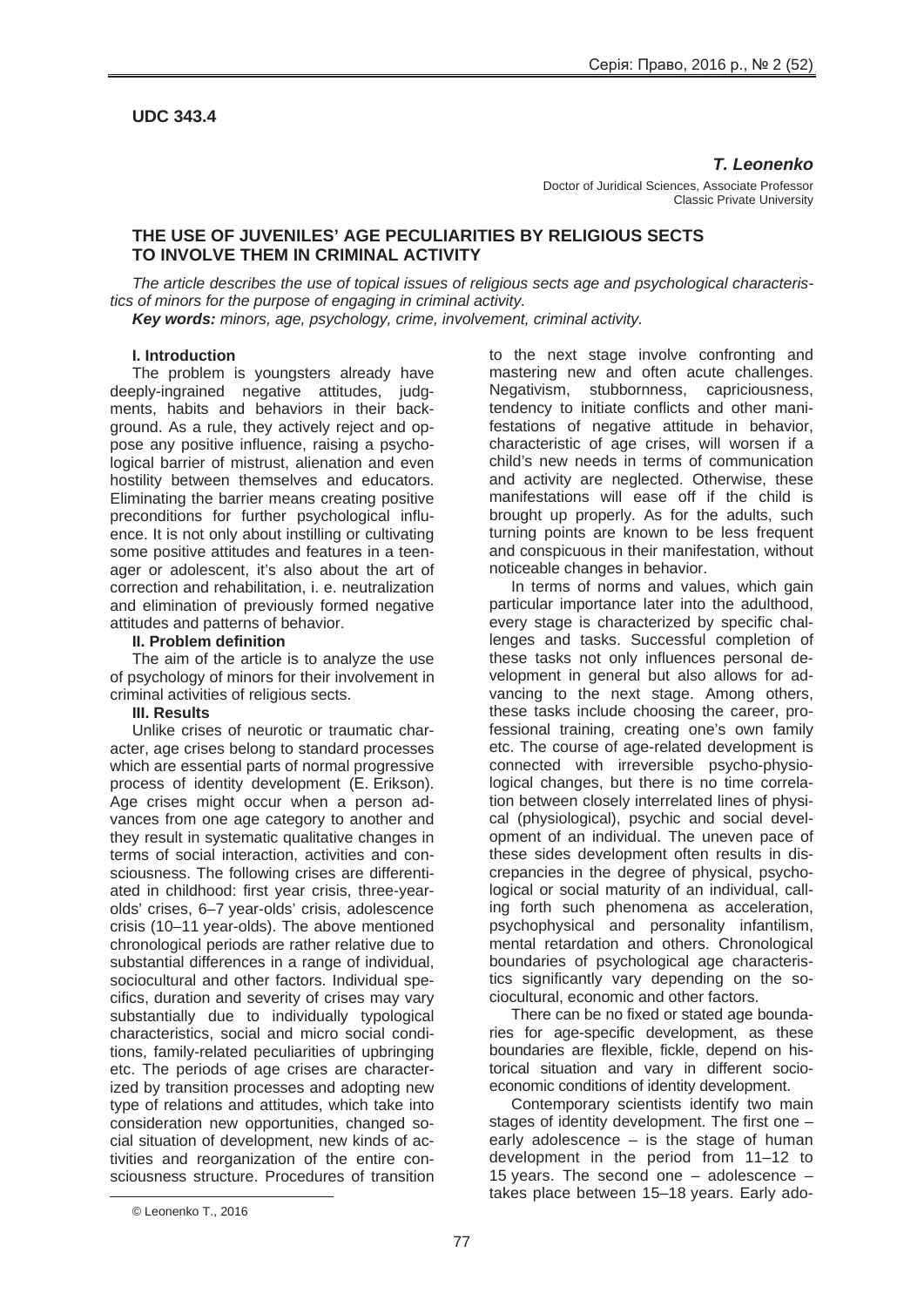**UDC 343.4**

***T. Leonenko***

Doctor of Juridical Sciences, Associate Professor
Classic Private University

## THE USE OF JUVENILES' AGE PECULIARITIES BY RELIGIOUS SECTS TO INVOLVE THEM IN CRIMINAL ACTIVITY

*The article describes the use of topical issues of religious sects age and psychological characteristics of minors for the purpose of engaging in criminal activity.*

***Key words:** minors, age, psychology, crime, involvement, criminal activity.*

### I. Introduction

The problem is youngsters already have deeply-ingrained negative attitudes, judgments, habits and behaviors in their background. As a rule, they actively reject and oppose any positive influence, raising a psychological barrier of mistrust, alienation and even hostility between themselves and educators. Eliminating the barrier means creating positive preconditions for further psychological influence. It is not only about instilling or cultivating some positive attitudes and features in a teenager or adolescent, it's also about the art of correction and rehabilitation, i. e. neutralization and elimination of previously formed negative attitudes and patterns of behavior.

### II. Problem definition

The aim of the article is to analyze the use of psychology of minors for their involvement in criminal activities of religious sects.

### III. Results

Unlike crises of neurotic or traumatic character, age crises belong to standard processes which are essential parts of normal progressive process of identity development (E. Erikson). Age crises might occur when a person advances from one age category to another and they result in systematic qualitative changes in terms of social interaction, activities and consciousness. The following crises are differentiated in childhood: first year crisis, three-year-olds' crises, 6–7 year-olds' crisis, adolescence crisis (10–11 year-olds). The above mentioned chronological periods are rather relative due to substantial differences in a range of individual, sociocultural and other factors. Individual specifics, duration and severity of crises may vary substantially due to individually typological characteristics, social and micro social conditions, family-related peculiarities of upbringing etc. The periods of age crises are characterized by transition processes and adopting new type of relations and attitudes, which take into consideration new opportunities, changed social situation of development, new kinds of activities and reorganization of the entire consciousness structure. Procedures of transition to the next stage involve confronting and mastering new and often acute challenges. Negativism, stubbornness, capriciousness, tendency to initiate conflicts and other manifestations of negative attitude in behavior, characteristic of age crises, will worsen if a child's new needs in terms of communication and activity are neglected. Otherwise, these manifestations will ease off if the child is brought up properly. As for the adults, such turning points are known to be less frequent and conspicuous in their manifestation, without noticeable changes in behavior.

In terms of norms and values, which gain particular importance later into the adulthood, every stage is characterized by specific challenges and tasks. Successful completion of these tasks not only influences personal development in general but also allows for advancing to the next stage. Among others, these tasks include choosing the career, professional training, creating one's own family etc. The course of age-related development is connected with irreversible psycho-physiological changes, but there is no time correlation between closely interrelated lines of physical (physiological), psychic and social development of an individual. The uneven pace of these sides development often results in discrepancies in the degree of physical, psychological or social maturity of an individual, calling forth such phenomena as acceleration, psychophysical and personality infantilism, mental retardation and others. Chronological boundaries of psychological age characteristics significantly vary depending on the sociocultural, economic and other factors.

There can be no fixed or stated age boundaries for age-specific development, as these boundaries are flexible, fickle, depend on historical situation and vary in different socio-economic conditions of identity development.

Contemporary scientists identify two main stages of identity development. The first one – early adolescence – is the stage of human development in the period from 11–12 to 15 years. The second one – adolescence – takes place between 15–18 years. Early ado-

© Leonenko T., 2016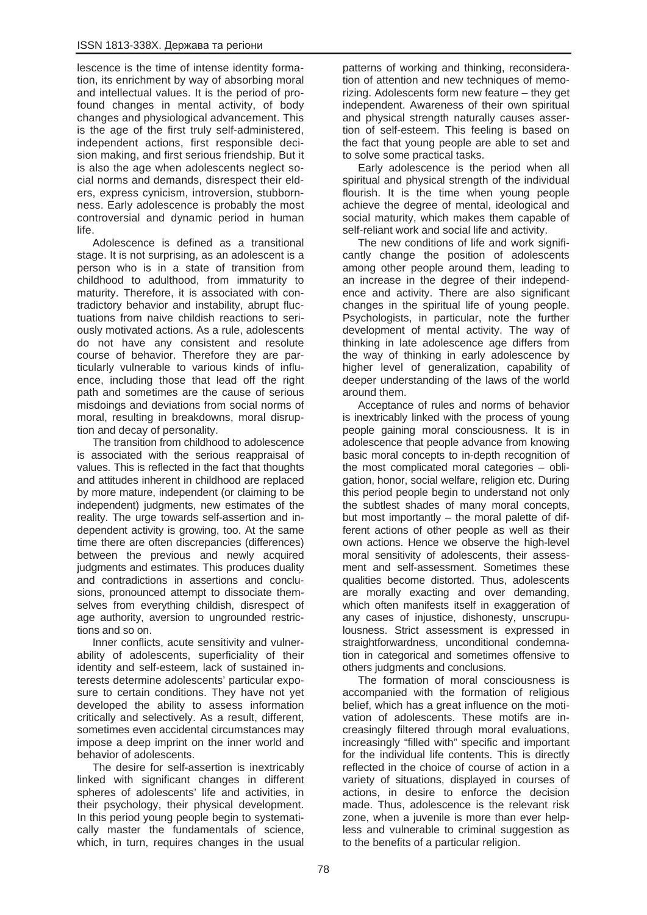lescence is the time of intense identity formation, its enrichment by way of absorbing moral and intellectual values. It is the period of profound changes in mental activity, of body changes and physiological advancement. This is the age of the first truly self-administered, independent actions, first responsible decision making, and first serious friendship. But it is also the age when adolescents neglect social norms and demands, disrespect their elders, express cynicism, introversion, stubbornness. Early adolescence is probably the most controversial and dynamic period in human life.

Adolescence is defined as a transitional stage. It is not surprising, as an adolescent is a person who is in a state of transition from childhood to adulthood, from immaturity to maturity. Therefore, it is associated with contradictory behavior and instability, abrupt fluctuations from naive childish reactions to seriously motivated actions. As a rule, adolescents do not have any consistent and resolute course of behavior. Therefore they are particularly vulnerable to various kinds of influence, including those that lead off the right path and sometimes are the cause of serious misdoings and deviations from social norms of moral, resulting in breakdowns, moral disruption and decay of personality.

The transition from childhood to adolescence is associated with the serious reappraisal of values. This is reflected in the fact that thoughts and attitudes inherent in childhood are replaced by more mature, independent (or claiming to be independent) judgments, new estimates of the reality. The urge towards self-assertion and independent activity is growing, too. At the same time there are often discrepancies (differences) between the previous and newly acquired judgments and estimates. This produces duality and contradictions in assertions and conclusions, pronounced attempt to dissociate themselves from everything childish, disrespect of age authority, aversion to ungrounded restrictions and so on.

Inner conflicts, acute sensitivity and vulnerability of adolescents, superficiality of their identity and self-esteem, lack of sustained interests determine adolescents' particular exposure to certain conditions. They have not yet developed the ability to assess information critically and selectively. As a result, different, sometimes even accidental circumstances may impose a deep imprint on the inner world and behavior of adolescents.

The desire for self-assertion is inextricably linked with significant changes in different spheres of adolescents' life and activities, in their psychology, their physical development. In this period young people begin to systematically master the fundamentals of science, which, in turn, requires changes in the usual patterns of working and thinking, reconsideration of attention and new techniques of memorizing. Adolescents form new feature – they get independent. Awareness of their own spiritual and physical strength naturally causes assertion of self-esteem. This feeling is based on the fact that young people are able to set and to solve some practical tasks.

Early adolescence is the period when all spiritual and physical strength of the individual flourish. It is the time when young people achieve the degree of mental, ideological and social maturity, which makes them capable of self-reliant work and social life and activity.

The new conditions of life and work significantly change the position of adolescents among other people around them, leading to an increase in the degree of their independence and activity. There are also significant changes in the spiritual life of young people. Psychologists, in particular, note the further development of mental activity. The way of thinking in late adolescence age differs from the way of thinking in early adolescence by higher level of generalization, capability of deeper understanding of the laws of the world around them.

Acceptance of rules and norms of behavior is inextricably linked with the process of young people gaining moral consciousness. It is in adolescence that people advance from knowing basic moral concepts to in-depth recognition of the most complicated moral categories – obligation, honor, social welfare, religion etc. During this period people begin to understand not only the subtlest shades of many moral concepts, but most importantly – the moral palette of different actions of other people as well as their own actions. Hence we observe the high-level moral sensitivity of adolescents, their assessment and self-assessment. Sometimes these qualities become distorted. Thus, adolescents are morally exacting and over demanding, which often manifests itself in exaggeration of any cases of injustice, dishonesty, unscrupulousness. Strict assessment is expressed in straightforwardness, unconditional condemnation in categorical and sometimes offensive to others judgments and conclusions.

The formation of moral consciousness is accompanied with the formation of religious belief, which has a great influence on the motivation of adolescents. These motifs are increasingly filtered through moral evaluations, increasingly "filled with" specific and important for the individual life contents. This is directly reflected in the choice of course of action in a variety of situations, displayed in courses of actions, in desire to enforce the decision made. Thus, adolescence is the relevant risk zone, when a juvenile is more than ever helpless and vulnerable to criminal suggestion as to the benefits of a particular religion.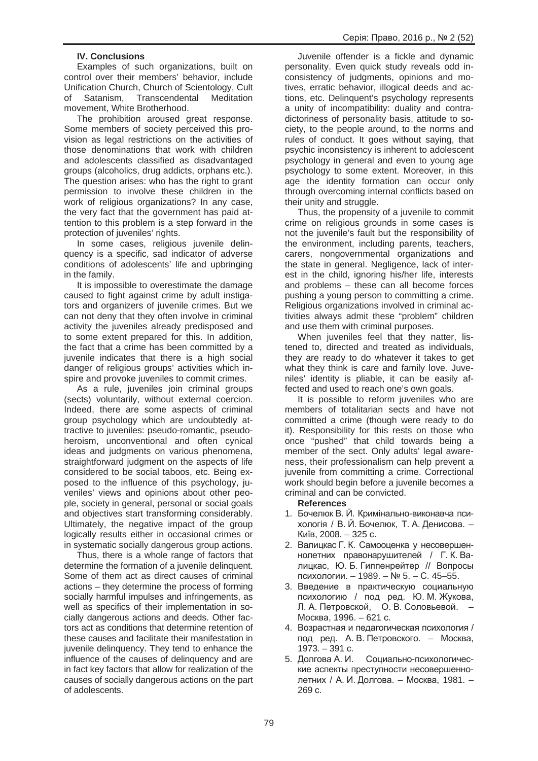### IV. Conclusions

Examples of such organizations, built on control over their members' behavior, include Unification Church, Church of Scientology, Cult of Satanism, Transcendental Meditation movement, White Brotherhood.

The prohibition aroused great response. Some members of society perceived this provision as legal restrictions on the activities of those denominations that work with children and adolescents classified as disadvantaged groups (alcoholics, drug addicts, orphans etc.). The question arises: who has the right to grant permission to involve these children in the work of religious organizations? In any case, the very fact that the government has paid attention to this problem is a step forward in the protection of juveniles' rights.

In some cases, religious juvenile delinquency is a specific, sad indicator of adverse conditions of adolescents' life and upbringing in the family.

It is impossible to overestimate the damage caused to fight against crime by adult instigators and organizers of juvenile crimes. But we can not deny that they often involve in criminal activity the juveniles already predisposed and to some extent prepared for this. In addition, the fact that a crime has been committed by a juvenile indicates that there is a high social danger of religious groups' activities which inspire and provoke juveniles to commit crimes.

As a rule, juveniles join criminal groups (sects) voluntarily, without external coercion. Indeed, there are some aspects of criminal group psychology which are undoubtedly attractive to juveniles: pseudo-romantic, pseudo-heroism, unconventional and often cynical ideas and judgments on various phenomena, straightforward judgment on the aspects of life considered to be social taboos, etc. Being exposed to the influence of this psychology, juveniles' views and opinions about other people, society in general, personal or social goals and objectives start transforming considerably. Ultimately, the negative impact of the group logically results either in occasional crimes or in systematic socially dangerous group actions.

Thus, there is a whole range of factors that determine the formation of a juvenile delinquent. Some of them act as direct causes of criminal actions – they determine the process of forming socially harmful impulses and infringements, as well as specifics of their implementation in socially dangerous actions and deeds. Other factors act as conditions that determine retention of these causes and facilitate their manifestation in juvenile delinquency. They tend to enhance the influence of the causes of delinquency and are in fact key factors that allow for realization of the causes of socially dangerous actions on the part of adolescents.

Juvenile offender is a fickle and dynamic personality. Even quick study reveals odd inconsistency of judgments, opinions and motives, erratic behavior, illogical deeds and actions, etc. Delinquent's psychology represents a unity of incompatibility: duality and contradictoriness of personality basis, attitude to society, to the people around, to the norms and rules of conduct. It goes without saying, that psychic inconsistency is inherent to adolescent psychology in general and even to young age psychology to some extent. Moreover, in this age the identity formation can occur only through overcoming internal conflicts based on their unity and struggle.

Thus, the propensity of a juvenile to commit crime on religious grounds in some cases is not the juvenile's fault but the responsibility of the environment, including parents, teachers, carers, nongovernmental organizations and the state in general. Negligence, lack of interest in the child, ignoring his/her life, interests and problems – these can all become forces pushing a young person to committing a crime. Religious organizations involved in criminal activities always admit these "problem" children and use them with criminal purposes.

When juveniles feel that they natter, listened to, directed and treated as individuals, they are ready to do whatever it takes to get what they think is care and family love. Juveniles' identity is pliable, it can be easily affected and used to reach one's own goals.

It is possible to reform juveniles who are members of totalitarian sects and have not committed a crime (though were ready to do it). Responsibility for this rests on those who once "pushed" that child towards being a member of the sect. Only adults' legal awareness, their professionalism can help prevent a juvenile from committing a crime. Correctional work should begin before a juvenile becomes a criminal and can be convicted.

**References**

1. Бочелюк В. Й. Кримінально-виконавча психологія / В. Й. Бочелюк, Т. А. Денисова. – Київ, 2008. – 325 с.
2. Валицкас Г. К. Самооценка у несовершеннолетних правонарушителей / Г. К. Валицкас, Ю. Б. Гиппенрейтер // Вопросы психологии. – 1989. – № 5. – С. 45–55.
3. Введение в практическую социальную психологию / под ред. Ю. М. Жукова, Л. А. Петровской, О. В. Соловьевой. – Москва, 1996. – 621 с.
4. Возрастная и педагогическая психология / под ред. А. В. Петровского. – Москва, 1973. – 391 с.
5. Долгова А. И. Социально-психологические аспекты преступности несовершеннолетних / А. И. Долгова. – Москва, 1981. – 269 с.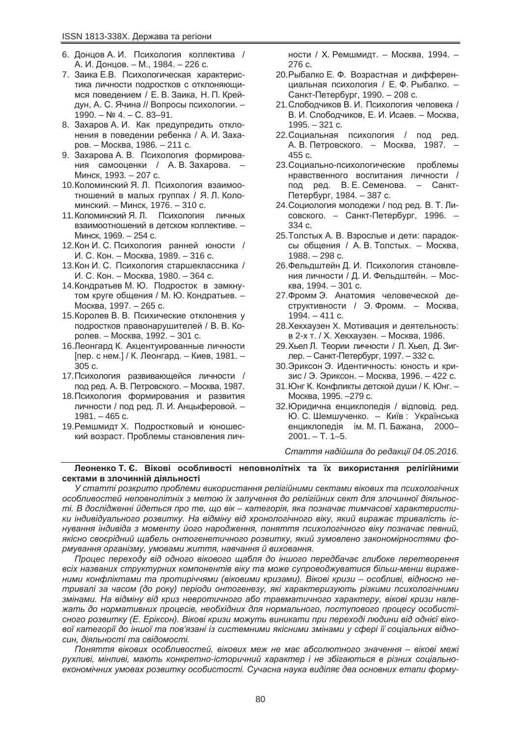6. Донцов А. И. Психология коллектива / А. И. Донцов. – М., 1984. – 226 с.
7. Заика Е.В. Психологическая характеристика личности подростков с отклоняющимся поведением / Е. В. Заика, Н. П. Крейдун, А. С. Ячина // Вопросы психологии. – 1990. – № 4. – С. 83–91.
8. Захаров А. И. Как предупредить отклонения в поведении ребенка / А. И. Захаров. – Москва, 1986. – 211 с.
9. Захарова А. В. Психология формирования самооценки / А. В. Захарова. – Минск, 1993. – 207 с.
10. Коломинский Я. Л. Психология взаимоотношений в малых группах / Я. Л. Коломинский. – Минск, 1976. – 310 с.
11. Коломинский Я. Л. Психология личных взаимоотношений в детском коллективе. – Минск, 1969. – 254 с.
12. Кон И. С. Психология ранней юности / И. С. Кон. – Москва, 1989. – 316 с.
13. Кон И. С. Психология старшеклассника / И. С. Кон. – Москва, 1980. – 364 с.
14. Кондратьев М. Ю. Подросток в замкнутом круге общения / М. Ю. Кондратьев. – Москва, 1997. – 265 с.
15. Королев В. В. Психические отклонения у подростков правонарушителей / В. В. Королев. – Москва, 1992. – 301 с.
16. Леонгард К. Акцентуированные личности [пер. с нем.] / К. Леонгард. – Киев, 1981. – 305 с.
17. Психология развивающейся личности / под ред. А. В. Петровского. – Москва, 1987.
18. Психология формирования и развития личности / под ред. Л. И. Анцыферовой. – 1981. – 465 с.
19. Ремшмидт Х. Подростковый и юношеский возраст. Проблемы становления личности / Х. Ремшмидт. – Москва, 1994. – 276 с.
20. Рыбалко Е. Ф. Возрастная и дифференциальная психология / Е. Ф. Рыбалко. – Санкт-Петербург, 1990. – 208 с.
21. Слободчиков В. И. Психология человека / В. И. Слободчиков, Е. И. Исаев. – Москва, 1995. – 321 с.
22. Социальная психология / под ред. А. В. Петровского. – Москва, 1987. – 455 с.
23. Социально-психологические проблемы нравственного воспитания личности / под ред. В. Е. Семенова. – Санкт-Петербург, 1984. – 387 с.
24. Социология молодежи / под ред. В. Т. Лисовского. – Санкт-Петербург, 1996. – 334 с.
25. Толстых А. В. Взрослые и дети: парадоксы общения / А. В. Толстых. – Москва, 1988. – 298 с.
26. Фельдштейн Д. И. Психология становления личности / Д. И. Фельдштейн. – Москва, 1994. – 301 с.
27. Фромм Э. Анатомия человеческой деструктивности / Э. Фромм. – Москва, 1994. – 411 с.
28. Хекхаузен Х. Мотивация и деятельность: в 2-х т. / Х. Хекхаузен. – Москва, 1986.
29. Хьел Л. Теории личности / Л. Хьел, Д. Зиглер. – Санкт-Петербург, 1997. – 332 с.
30. Эриксон Э. Идентичность: юность и кризис / Э. Эриксон. – Москва, 1996. – 422 с.
31. Юнг К. Конфликты детской души / К. Юнг. – Москва, 1995. –279 с.
32. Юридична енциклопедія / відповід. ред. Ю. С. Шемшученко. – Київ : Українська енциклопедія ім. М. П. Бажана, 2000–2001. – Т. 1–5.

*Стаття надійшла до редакції 04.05.2016.*

---

**Леоненко Т. Є. Вікові особливості неповнолітніх та їх використання релігійними сектами в злочинній діяльності**

*У статті розкрито проблеми використання релігійними сектами вікових та психологічних особливостей неповнолітніх з метою їх залучення до релігійних сект для злочинної діяльності. В дослідженні йдеться про те, що вік – категорія, яка позначає тимчасові характеристики індивідуального розвитку. На відміну від хронологічного віку, який виражає тривалість існування індивіда з моменту його народження, поняття психологічного віку позначає певний, якісно своєрідний щабель онтогенетичного розвитку, який зумовлено закономірностями формування організму, умовами життя, навчання й виховання.*

*Процес переходу від одного вікового щабля до іншого передбачає глибоке перетворення всіх названих структурних компонентів віку та може супроводжуватися більш-менш вираженими конфліктами та протиріччями (віковими кризами). Вікові кризи – особливі, відносно нетривалі за часом (до року) періоди онтогенезу, які характеризують різкими психологічними змінами. На відміну від криз невротичного або травматичного характеру, вікові кризи належать до нормативних процесів, необхідних для нормального, поступового процесу особистісного розвитку (Е. Еріксон). Вікові кризи можуть виникати при переході людини від однієї вікової категорії до іншої та пов'язані із системними якісними змінами у сфері її соціальних відносин, діяльності та свідомості.*

*Поняття вікових особливостей, вікових меж не має абсолютного значення – вікові межі рухливі, мінливі, мають конкретно-історичний характер і не збігаються в різних соціально-економічних умовах розвитку особистості. Сучасна наука виділяє два основних етапи форму-*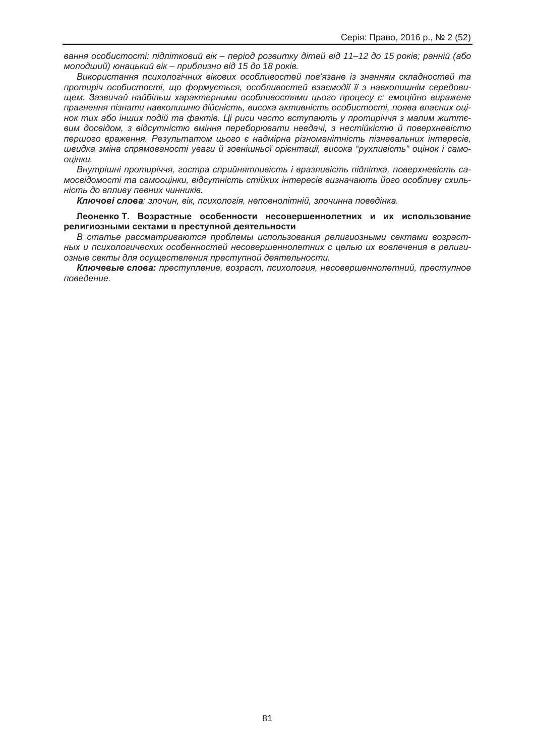*вання особистості: підлітковий вік – період розвитку дітей від 11–12 до 15 років; ранній (або молодший) юнацький вік – приблизно від 15 до 18 років.*

*Використання психологічних вікових особливостей пов'язане із знанням складностей та протиріч особистості, що формується, особливостей взаємодії її з навколишнім середовищем. Зазвичай найбільш характерними особливостями цього процесу є: емоційно виражене прагнення пізнати навколишню дійсність, висока активність особистості, поява власних оцінок тих або інших подій та фактів. Ці риси часто вступають у протиріччя з малим життєвим досвідом, з відсутністю вміння переборювати невдачі, з нестійкістю й поверхневістю першого враження. Результатом цього є надмірна різноманітність пізнавальних інтересів, швидка зміна спрямованості уваги й зовнішньої орієнтації, висока "рухливість" оцінок і самооцінки.*

*Внутрішні протиріччя, гостра сприйнятливість і вразливість підлітка, поверхневість самосвідомості та самооцінки, відсутність стійких інтересів визначають його особливу схильність до впливу певних чинників.*

***Ключові слова**: злочин, вік, психологія, неповнолітній, злочинна поведінка.*

**Леоненко Т. Возрастные особенности несовершеннолетних и их использование религиозными сектами в преступной деятельности**

*В статье рассматриваются проблемы использования религиозными сектами возрастных и психологических особенностей несовершеннолетних с целью их вовлечения в религиозные секты для осуществления преступной деятельности.*

***Ключевые слова:** преступление, возраст, психология, несовершеннолетний, преступное поведение.*